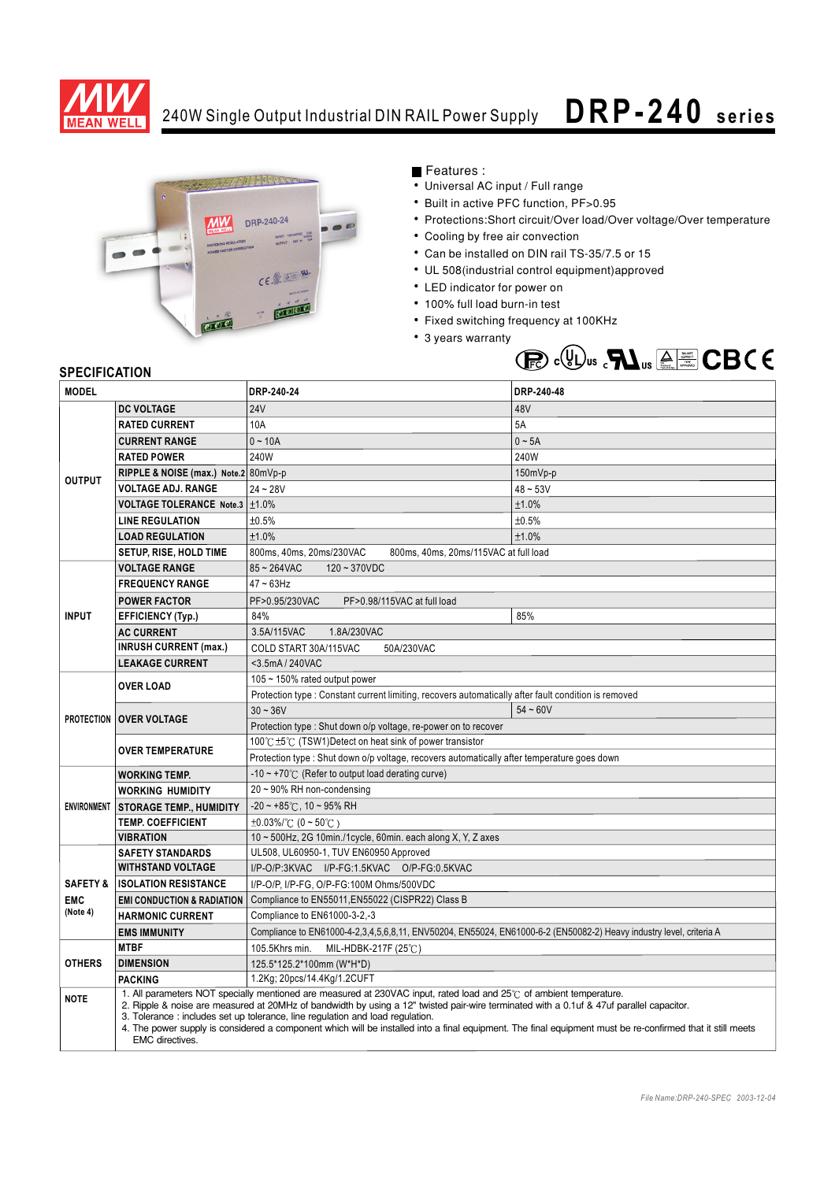# 240W Single Output Industrial DIN RAIL Power Supply DRP-240 series

## Features :

- Universal AC input / Full range
- Built in active PFC function, PF>0.95
- Protections:Short circuit/Over load/Over voltage/Over temperature
- Cooling by free air convection
- Can be installed on DIN rail TS-35/7.5 or 15
- UL 508(industrial control equipment)approved
- LED indicator for power on
- 100% full load burn-in test
- Fixed switching frequency at 100KHz
- 3 years warranty

## SPECIFICATION

| MODEL | | DRP-240-24 | DRP-240-48 |
|---|---|---|---|
| OUTPUT | DC VOLTAGE | 24V | 48V |
| | RATED CURRENT | 10A | 5A |
| | CURRENT RANGE | 0 ~ 10A | 0 ~ 5A |
| | RATED POWER | 240W | 240W |
| | RIPPLE & NOISE (max.) Note.2 | 80mVp-p | 150mVp-p |
| | VOLTAGE ADJ. RANGE | 24 ~ 28V | 48 ~ 53V |
| | VOLTAGE TOLERANCE Note.3 | ±1.0% | ±1.0% |
| | LINE REGULATION | ±0.5% | ±0.5% |
| | LOAD REGULATION | ±1.0% | ±1.0% |
| | SETUP, RISE, HOLD TIME | 800ms, 40ms, 20ms/230VAC 800ms, 40ms, 20ms/115VAC at full load | |
| INPUT | VOLTAGE RANGE | 85 ~ 264VAC 120 ~ 370VDC | |
| | FREQUENCY RANGE | 47 ~ 63Hz | |
| | POWER FACTOR | PF>0.95/230VAC PF>0.98/115VAC at full load | |
| | EFFICIENCY (Typ.) | 84% | 85% |
| | AC CURRENT | 3.5A/115VAC 1.8A/230VAC | |
| | INRUSH CURRENT (max.) | COLD START 30A/115VAC 50A/230VAC | |
| | LEAKAGE CURRENT | <3.5mA / 240VAC | |
| PROTECTION | OVER LOAD | 105 ~ 150% rated output power | |
| | | Protection type : Constant current limiting, recovers automatically after fault condition is removed | |
| | OVER VOLTAGE | 30 ~ 36V | 54 ~ 60V |
| | | Protection type : Shut down o/p voltage, re-power on to recover | |
| | OVER TEMPERATURE | 100℃±5℃ (TSW1)Detect on heat sink of power transistor | |
| | | Protection type : Shut down o/p voltage, recovers automatically after temperature goes down | |
| ENVIRONMENT | WORKING TEMP. | -10 ~ +70℃ (Refer to output load derating curve) | |
| | WORKING HUMIDITY | 20 ~ 90% RH non-condensing | |
| | STORAGE TEMP., HUMIDITY | -20 ~ +85℃, 10 ~ 95% RH | |
| | TEMP. COEFFICIENT | ±0.03%/℃ (0 ~ 50℃) | |
| | VIBRATION | 10 ~ 500Hz, 2G 10min./1cycle, 60min. each along X, Y, Z axes | |
| SAFETY & EMC (Note 4) | SAFETY STANDARDS | UL508, UL60950-1, TUV EN60950 Approved | |
| | WITHSTAND VOLTAGE | I/P-O/P:3KVAC I/P-FG:1.5KVAC O/P-FG:0.5KVAC | |
| | ISOLATION RESISTANCE | I/P-O/P, I/P-FG, O/P-FG:100M Ohms/500VDC | |
| | EMI CONDUCTION & RADIATION | Compliance to EN55011,EN55022 (CISPR22) Class B | |
| | HARMONIC CURRENT | Compliance to EN61000-3-2,-3 | |
| | EMS IMMUNITY | Compliance to EN61000-4-2,3,4,5,6,8,11, ENV50204, EN55024, EN61000-6-2 (EN50082-2) Heavy industry level, criteria A | |
| OTHERS | MTBF | 105.5Khrs min. MIL-HDBK-217F (25℃) | |
| | DIMENSION | 125.5*125.2*100mm (W*H*D) | |
| | PACKING | 1.2Kg; 20pcs/14.4Kg/1.2CUFT | |

**NOTE**

1. All parameters NOT specially mentioned are measured at 230VAC input, rated load and 25℃ of ambient temperature.
2. Ripple & noise are measured at 20MHz of bandwidth by using a 12" twisted pair-wire terminated with a 0.1uf & 47uf parallel capacitor.
3. Tolerance : includes set up tolerance, line regulation and load regulation.
4. The power supply is considered a component which will be installed into a final equipment. The final equipment must be re-confirmed that it still meets EMC directives.

File Name:DRP-240-SPEC 2003-12-04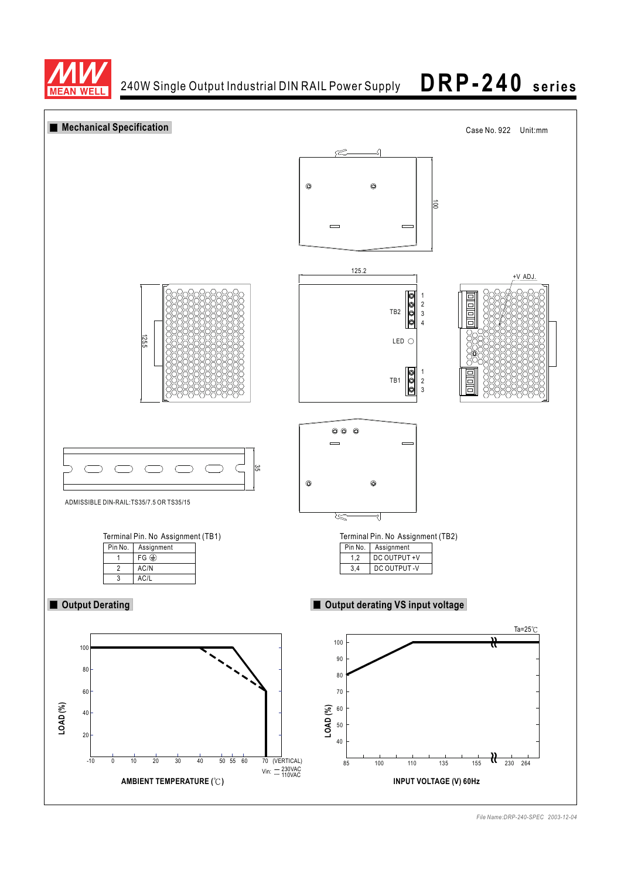# 240W Single Output Industrial DIN RAIL Power Supply **DRP-240 series**

## Mechanical Specification

Case No. 922 Unit:mm

100

125.2

125.5

+V ADJ.

TB2 1 2 3 4

LED

TB1 1 2 3

35

ADMISSIBLE DIN-RAIL:TS35/7.5 OR TS35/15

Terminal Pin. No Assignment (TB1)

| Pin No. | Assignment |
|---|---|
| 1 | FG ⏚ |
| 2 | AC/N |
| 3 | AC/L |

Terminal Pin. No Assignment (TB2)

| Pin No. | Assignment |
|---|---|
| 1,2 | DC OUTPUT +V |
| 3,4 | DC OUTPUT -V |

## Output Derating

LOAD (%)

100
80
60
40
20

-10 0 10 20 30 40 50 55 60 70 (VERTICAL)

Vin: — 230VAC
--- 110VAC

AMBIENT TEMPERATURE (℃)

## Output derating VS input voltage

Ta=25℃

LOAD (%)

100
90
80
70
60
50
40

85 100 110 135 155 230 264

INPUT VOLTAGE (V) 60Hz

*File Name:DRP-240-SPEC 2003-12-04*